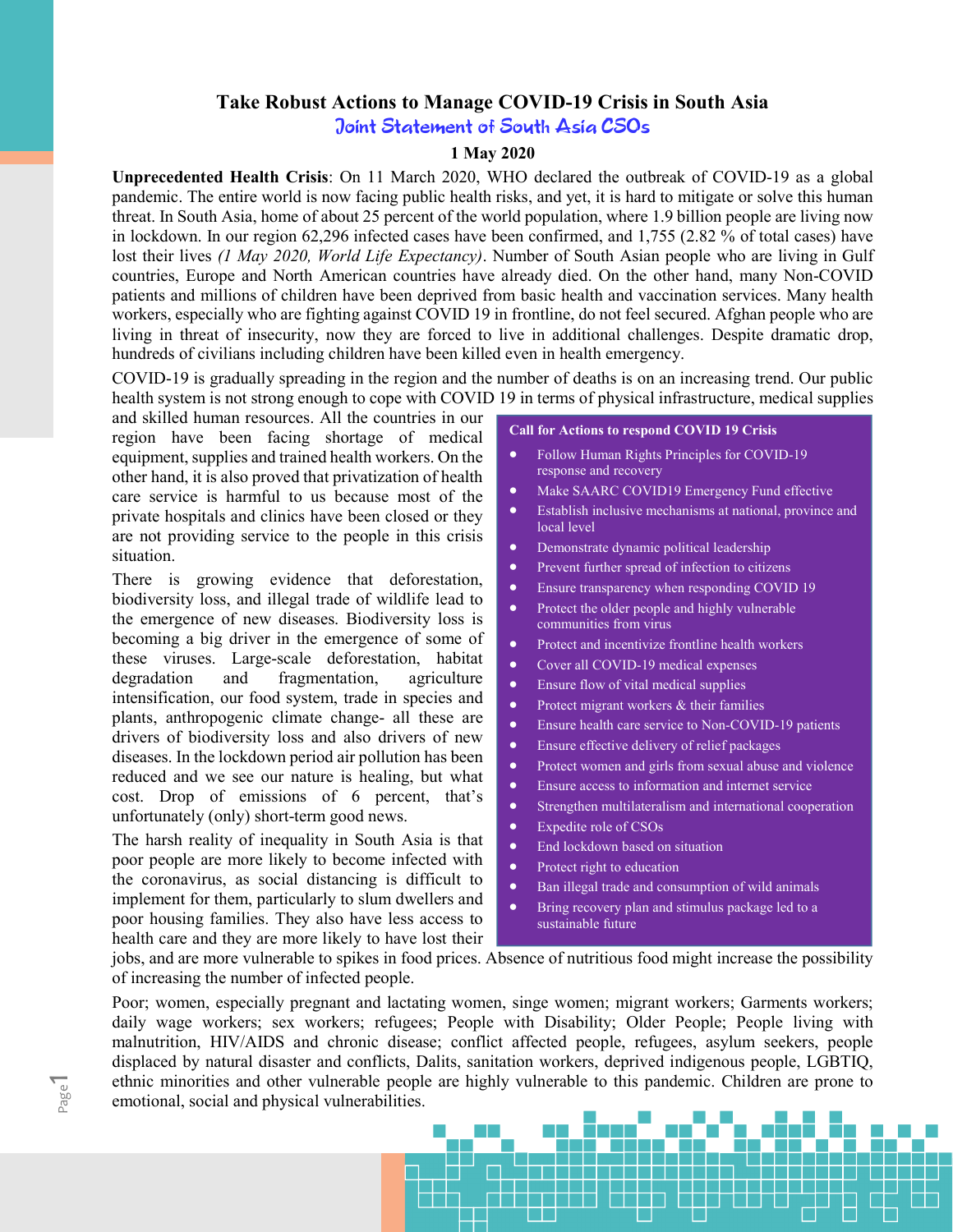# Take Robust Actions to Manage COVID-19 Crisis in South Asia

## Joint Statement of South Asia CSOs

**1 May 2020**

**Unprecedented Health Crisis**: On 11 March 2020, WHO declared the outbreak of COVID-19 as a global pandemic. The entire world is now facing public health risks, and yet, it is hard to mitigate or solve this human threat. In South Asia, home of about 25 percent of the world population, where 1.9 billion people are living now in lockdown. In our region 62,296 infected cases have been confirmed, and 1,755 (2.82 % of total cases) have lost their lives *(1 May 2020, World Life Expectancy)*. Number of South Asian people who are living in Gulf countries, Europe and North American countries have already died. On the other hand, many Non-COVID patients and millions of children have been deprived from basic health and vaccination services. Many health workers, especially who are fighting against COVID 19 in frontline, do not feel secured. Afghan people who are living in threat of insecurity, now they are forced to live in additional challenges. Despite dramatic drop, hundreds of civilians including children have been killed even in health emergency.

COVID-19 is gradually spreading in the region and the number of deaths is on an increasing trend. Our public health system is not strong enough to cope with COVID 19 in terms of physical infrastructure, medical supplies and skilled human resources. All the countries in our region have been facing shortage of medical equipment, supplies and trained health workers. On the other hand, it is also proved that privatization of health care service is harmful to us because most of the private hospitals and clinics have been closed or they are not providing service to the people in this crisis situation.

There is growing evidence that deforestation, biodiversity loss, and illegal trade of wildlife lead to the emergence of new diseases. Biodiversity loss is becoming a big driver in the emergence of some of these viruses. Large-scale deforestation, habitat degradation and fragmentation, agriculture intensification, our food system, trade in species and plants, anthropogenic climate change- all these are drivers of biodiversity loss and also drivers of new diseases. In the lockdown period air pollution has been reduced and we see our nature is healing, but what cost. Drop of emissions of 6 percent, that's unfortunately (only) short-term good news.

The harsh reality of inequality in South Asia is that poor people are more likely to become infected with the coronavirus, as social distancing is difficult to implement for them, particularly to slum dwellers and poor housing families. They also have less access to health care and they are more likely to have lost their jobs, and are more vulnerable to spikes in food prices. Absence of nutritious food might increase the possibility of increasing the number of infected people.

**Call for Actions to respond COVID 19 Crisis**

- Follow Human Rights Principles for COVID-19 response and recovery
- Make SAARC COVID19 Emergency Fund effective
- Establish inclusive mechanisms at national, province and local level
- Demonstrate dynamic political leadership
- Prevent further spread of infection to citizens
- Ensure transparency when responding COVID 19
- Protect the older people and highly vulnerable communities from virus
- Protect and incentivize frontline health workers
- Cover all COVID-19 medical expenses
- Ensure flow of vital medical supplies
- Protect migrant workers & their families
- Ensure health care service to Non-COVID-19 patients
- Ensure effective delivery of relief packages
- Protect women and girls from sexual abuse and violence
- Ensure access to information and internet service
- Strengthen multilateralism and international cooperation
- Expedite role of CSOs
- End lockdown based on situation
- Protect right to education
- Ban illegal trade and consumption of wild animals
- Bring recovery plan and stimulus package led to a sustainable future

Poor; women, especially pregnant and lactating women, singe women; migrant workers; Garments workers; daily wage workers; sex workers; refugees; People with Disability; Older People; People living with malnutrition, HIV/AIDS and chronic disease; conflict affected people, refugees, asylum seekers, people displaced by natural disaster and conflicts, Dalits, sanitation workers, deprived indigenous people, LGBTIQ, ethnic minorities and other vulnerable people are highly vulnerable to this pandemic. Children are prone to emotional, social and physical vulnerabilities.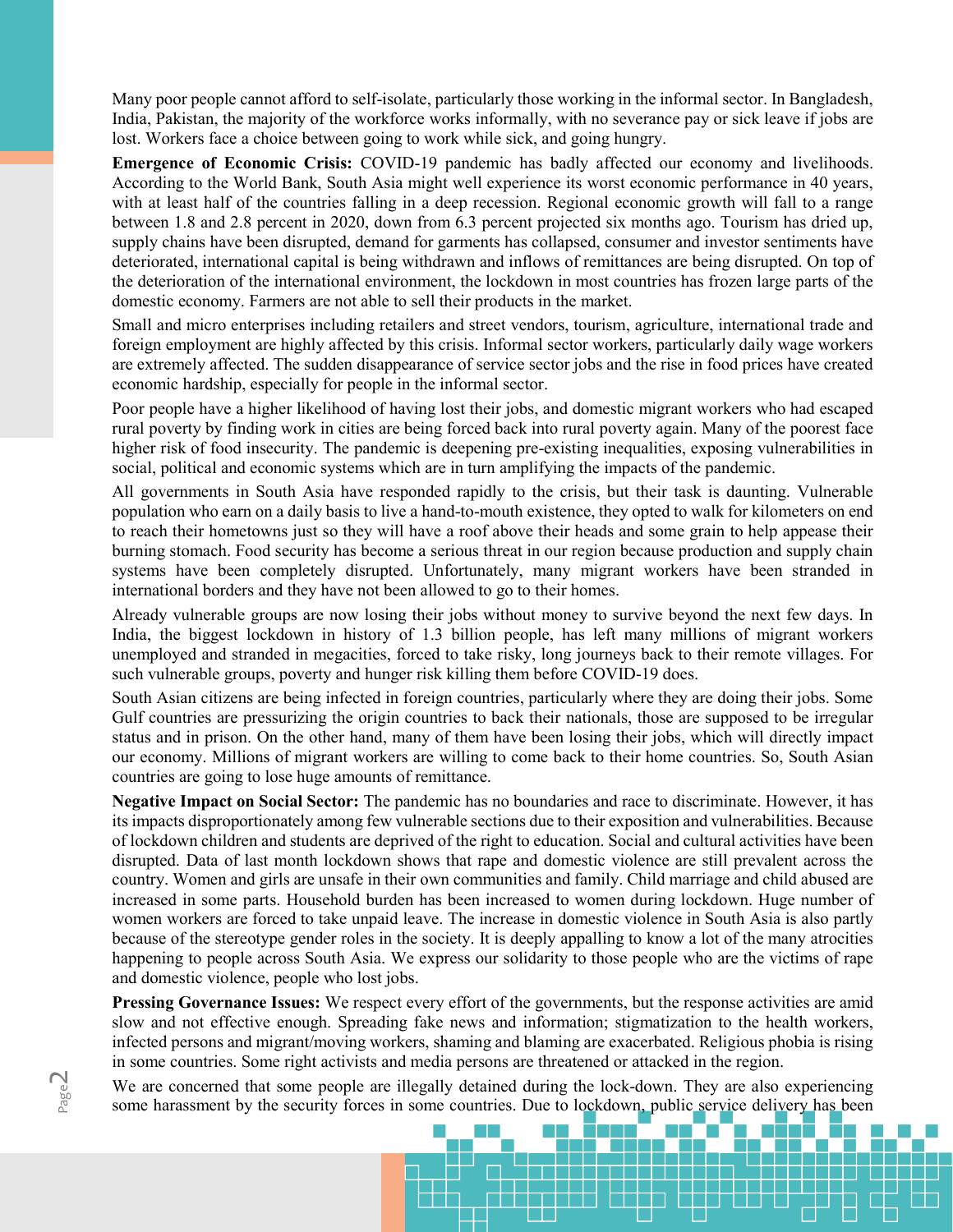Many poor people cannot afford to self-isolate, particularly those working in the informal sector. In Bangladesh, India, Pakistan, the majority of the workforce works informally, with no severance pay or sick leave if jobs are lost. Workers face a choice between going to work while sick, and going hungry.

**Emergence of Economic Crisis:** COVID-19 pandemic has badly affected our economy and livelihoods. According to the World Bank, South Asia might well experience its worst economic performance in 40 years, with at least half of the countries falling in a deep recession. Regional economic growth will fall to a range between 1.8 and 2.8 percent in 2020, down from 6.3 percent projected six months ago. Tourism has dried up, supply chains have been disrupted, demand for garments has collapsed, consumer and investor sentiments have deteriorated, international capital is being withdrawn and inflows of remittances are being disrupted. On top of the deterioration of the international environment, the lockdown in most countries has frozen large parts of the domestic economy. Farmers are not able to sell their products in the market.

Small and micro enterprises including retailers and street vendors, tourism, agriculture, international trade and foreign employment are highly affected by this crisis. Informal sector workers, particularly daily wage workers are extremely affected. The sudden disappearance of service sector jobs and the rise in food prices have created economic hardship, especially for people in the informal sector.

Poor people have a higher likelihood of having lost their jobs, and domestic migrant workers who had escaped rural poverty by finding work in cities are being forced back into rural poverty again. Many of the poorest face higher risk of food insecurity. The pandemic is deepening pre-existing inequalities, exposing vulnerabilities in social, political and economic systems which are in turn amplifying the impacts of the pandemic.

All governments in South Asia have responded rapidly to the crisis, but their task is daunting. Vulnerable population who earn on a daily basis to live a hand-to-mouth existence, they opted to walk for kilometers on end to reach their hometowns just so they will have a roof above their heads and some grain to help appease their burning stomach. Food security has become a serious threat in our region because production and supply chain systems have been completely disrupted. Unfortunately, many migrant workers have been stranded in international borders and they have not been allowed to go to their homes.

Already vulnerable groups are now losing their jobs without money to survive beyond the next few days. In India, the biggest lockdown in history of 1.3 billion people, has left many millions of migrant workers unemployed and stranded in megacities, forced to take risky, long journeys back to their remote villages. For such vulnerable groups, poverty and hunger risk killing them before COVID-19 does.

South Asian citizens are being infected in foreign countries, particularly where they are doing their jobs. Some Gulf countries are pressurizing the origin countries to back their nationals, those are supposed to be irregular status and in prison. On the other hand, many of them have been losing their jobs, which will directly impact our economy. Millions of migrant workers are willing to come back to their home countries. So, South Asian countries are going to lose huge amounts of remittance.

**Negative Impact on Social Sector:** The pandemic has no boundaries and race to discriminate. However, it has its impacts disproportionately among few vulnerable sections due to their exposition and vulnerabilities. Because of lockdown children and students are deprived of the right to education. Social and cultural activities have been disrupted. Data of last month lockdown shows that rape and domestic violence are still prevalent across the country. Women and girls are unsafe in their own communities and family. Child marriage and child abused are increased in some parts. Household burden has been increased to women during lockdown. Huge number of women workers are forced to take unpaid leave. The increase in domestic violence in South Asia is also partly because of the stereotype gender roles in the society. It is deeply appalling to know a lot of the many atrocities happening to people across South Asia. We express our solidarity to those people who are the victims of rape and domestic violence, people who lost jobs.

**Pressing Governance Issues:** We respect every effort of the governments, but the response activities are amid slow and not effective enough. Spreading fake news and information; stigmatization to the health workers, infected persons and migrant/moving workers, shaming and blaming are exacerbated. Religious phobia is rising in some countries. Some right activists and media persons are threatened or attacked in the region.

We are concerned that some people are illegally detained during the lock-down. They are also experiencing some harassment by the security forces in some countries. Due to lockdown, public service delivery has been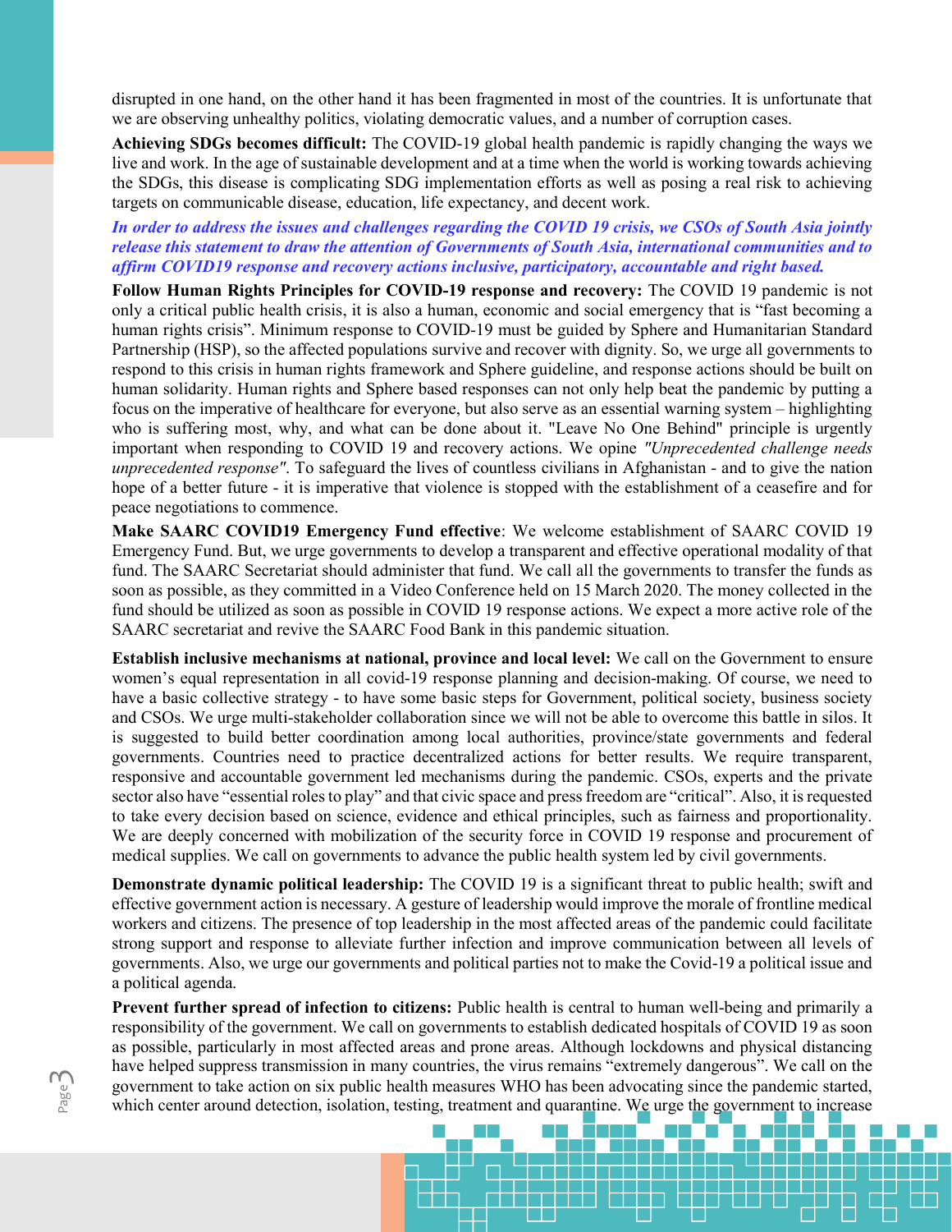disrupted in one hand, on the other hand it has been fragmented in most of the countries. It is unfortunate that we are observing unhealthy politics, violating democratic values, and a number of corruption cases.

**Achieving SDGs becomes difficult:** The COVID-19 global health pandemic is rapidly changing the ways we live and work. In the age of sustainable development and at a time when the world is working towards achieving the SDGs, this disease is complicating SDG implementation efforts as well as posing a real risk to achieving targets on communicable disease, education, life expectancy, and decent work.

***In order to address the issues and challenges regarding the COVID 19 crisis, we CSOs of South Asia jointly release this statement to draw the attention of Governments of South Asia, international communities and to affirm COVID19 response and recovery actions inclusive, participatory, accountable and right based.***

**Follow Human Rights Principles for COVID-19 response and recovery:** The COVID 19 pandemic is not only a critical public health crisis, it is also a human, economic and social emergency that is "fast becoming a human rights crisis". Minimum response to COVID-19 must be guided by Sphere and Humanitarian Standard Partnership (HSP), so the affected populations survive and recover with dignity. So, we urge all governments to respond to this crisis in human rights framework and Sphere guideline, and response actions should be built on human solidarity. Human rights and Sphere based responses can not only help beat the pandemic by putting a focus on the imperative of healthcare for everyone, but also serve as an essential warning system – highlighting who is suffering most, why, and what can be done about it. "Leave No One Behind" principle is urgently important when responding to COVID 19 and recovery actions. We opine *"Unprecedented challenge needs unprecedented response"*. To safeguard the lives of countless civilians in Afghanistan - and to give the nation hope of a better future - it is imperative that violence is stopped with the establishment of a ceasefire and for peace negotiations to commence.

**Make SAARC COVID19 Emergency Fund effective**: We welcome establishment of SAARC COVID 19 Emergency Fund. But, we urge governments to develop a transparent and effective operational modality of that fund. The SAARC Secretariat should administer that fund. We call all the governments to transfer the funds as soon as possible, as they committed in a Video Conference held on 15 March 2020. The money collected in the fund should be utilized as soon as possible in COVID 19 response actions. We expect a more active role of the SAARC secretariat and revive the SAARC Food Bank in this pandemic situation.

**Establish inclusive mechanisms at national, province and local level:** We call on the Government to ensure women's equal representation in all covid-19 response planning and decision-making. Of course, we need to have a basic collective strategy - to have some basic steps for Government, political society, business society and CSOs. We urge multi-stakeholder collaboration since we will not be able to overcome this battle in silos. It is suggested to build better coordination among local authorities, province/state governments and federal governments. Countries need to practice decentralized actions for better results. We require transparent, responsive and accountable government led mechanisms during the pandemic. CSOs, experts and the private sector also have "essential roles to play" and that civic space and press freedom are "critical". Also, it is requested to take every decision based on science, evidence and ethical principles, such as fairness and proportionality. We are deeply concerned with mobilization of the security force in COVID 19 response and procurement of medical supplies. We call on governments to advance the public health system led by civil governments.

**Demonstrate dynamic political leadership:** The COVID 19 is a significant threat to public health; swift and effective government action is necessary. A gesture of leadership would improve the morale of frontline medical workers and citizens. The presence of top leadership in the most affected areas of the pandemic could facilitate strong support and response to alleviate further infection and improve communication between all levels of governments. Also, we urge our governments and political parties not to make the Covid-19 a political issue and a political agenda.

**Prevent further spread of infection to citizens:** Public health is central to human well-being and primarily a responsibility of the government. We call on governments to establish dedicated hospitals of COVID 19 as soon as possible, particularly in most affected areas and prone areas. Although lockdowns and physical distancing have helped suppress transmission in many countries, the virus remains "extremely dangerous". We call on the government to take action on six public health measures WHO has been advocating since the pandemic started, which center around detection, isolation, testing, treatment and quarantine. We urge the government to increase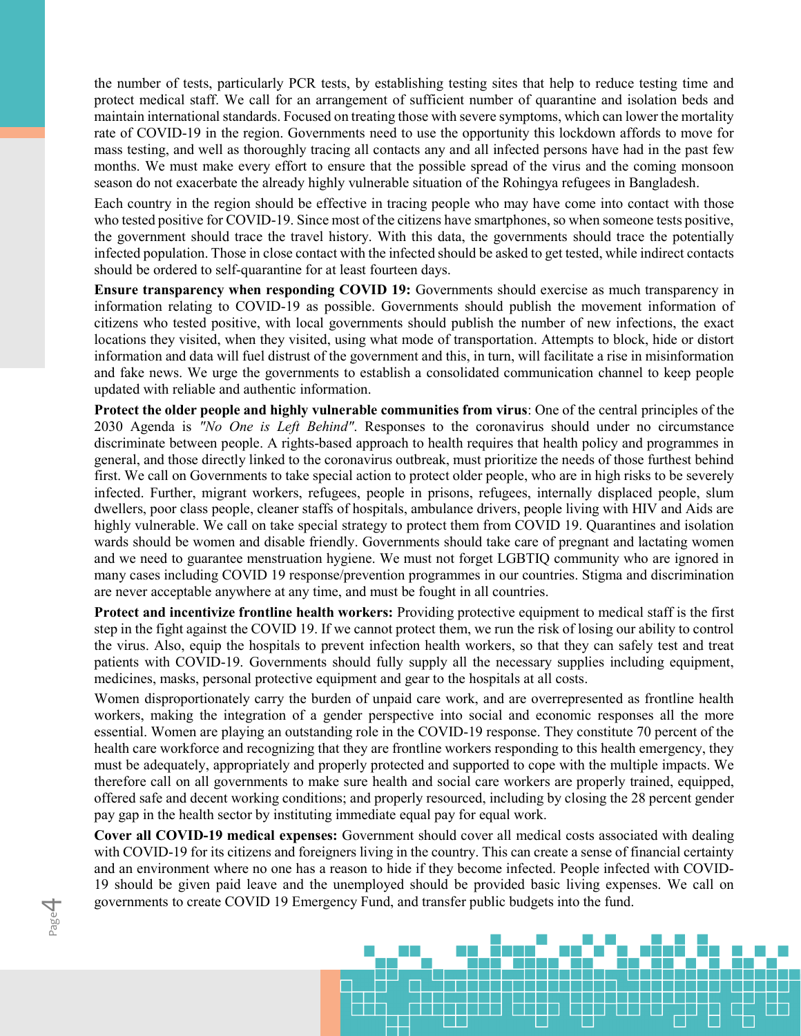the number of tests, particularly PCR tests, by establishing testing sites that help to reduce testing time and protect medical staff. We call for an arrangement of sufficient number of quarantine and isolation beds and maintain international standards. Focused on treating those with severe symptoms, which can lower the mortality rate of COVID-19 in the region. Governments need to use the opportunity this lockdown affords to move for mass testing, and well as thoroughly tracing all contacts any and all infected persons have had in the past few months. We must make every effort to ensure that the possible spread of the virus and the coming monsoon season do not exacerbate the already highly vulnerable situation of the Rohingya refugees in Bangladesh.

Each country in the region should be effective in tracing people who may have come into contact with those who tested positive for COVID-19. Since most of the citizens have smartphones, so when someone tests positive, the government should trace the travel history. With this data, the governments should trace the potentially infected population. Those in close contact with the infected should be asked to get tested, while indirect contacts should be ordered to self-quarantine for at least fourteen days.

**Ensure transparency when responding COVID 19:** Governments should exercise as much transparency in information relating to COVID-19 as possible. Governments should publish the movement information of citizens who tested positive, with local governments should publish the number of new infections, the exact locations they visited, when they visited, using what mode of transportation. Attempts to block, hide or distort information and data will fuel distrust of the government and this, in turn, will facilitate a rise in misinformation and fake news. We urge the governments to establish a consolidated communication channel to keep people updated with reliable and authentic information.

**Protect the older people and highly vulnerable communities from virus**: One of the central principles of the 2030 Agenda is *"No One is Left Behind"*. Responses to the coronavirus should under no circumstance discriminate between people. A rights-based approach to health requires that health policy and programmes in general, and those directly linked to the coronavirus outbreak, must prioritize the needs of those furthest behind first. We call on Governments to take special action to protect older people, who are in high risks to be severely infected. Further, migrant workers, refugees, people in prisons, refugees, internally displaced people, slum dwellers, poor class people, cleaner staffs of hospitals, ambulance drivers, people living with HIV and Aids are highly vulnerable. We call on take special strategy to protect them from COVID 19. Quarantines and isolation wards should be women and disable friendly. Governments should take care of pregnant and lactating women and we need to guarantee menstruation hygiene. We must not forget LGBTIQ community who are ignored in many cases including COVID 19 response/prevention programmes in our countries. Stigma and discrimination are never acceptable anywhere at any time, and must be fought in all countries.

**Protect and incentivize frontline health workers:** Providing protective equipment to medical staff is the first step in the fight against the COVID 19. If we cannot protect them, we run the risk of losing our ability to control the virus. Also, equip the hospitals to prevent infection health workers, so that they can safely test and treat patients with COVID-19. Governments should fully supply all the necessary supplies including equipment, medicines, masks, personal protective equipment and gear to the hospitals at all costs.

Women disproportionately carry the burden of unpaid care work, and are overrepresented as frontline health workers, making the integration of a gender perspective into social and economic responses all the more essential. Women are playing an outstanding role in the COVID-19 response. They constitute 70 percent of the health care workforce and recognizing that they are frontline workers responding to this health emergency, they must be adequately, appropriately and properly protected and supported to cope with the multiple impacts. We therefore call on all governments to make sure health and social care workers are properly trained, equipped, offered safe and decent working conditions; and properly resourced, including by closing the 28 percent gender pay gap in the health sector by instituting immediate equal pay for equal work.

**Cover all COVID-19 medical expenses:** Government should cover all medical costs associated with dealing with COVID-19 for its citizens and foreigners living in the country. This can create a sense of financial certainty and an environment where no one has a reason to hide if they become infected. People infected with COVID-19 should be given paid leave and the unemployed should be provided basic living expenses. We call on governments to create COVID 19 Emergency Fund, and transfer public budgets into the fund.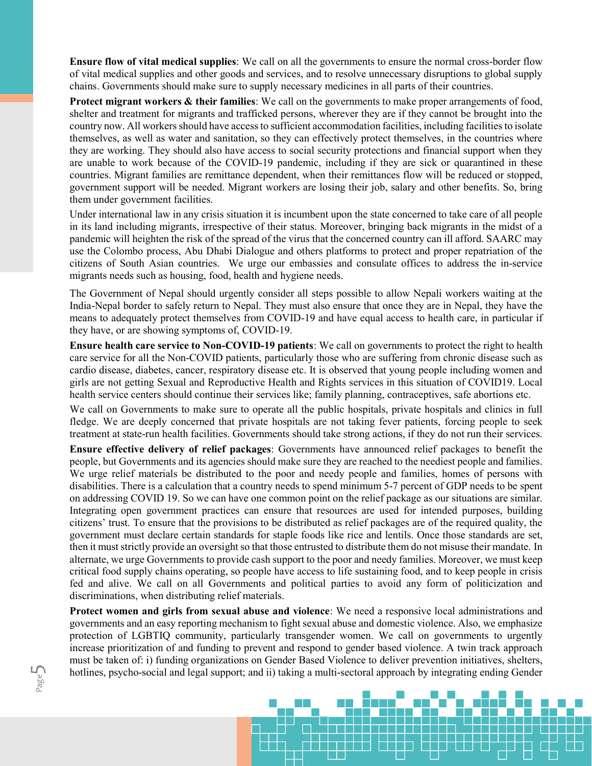**Ensure flow of vital medical supplies**: We call on all the governments to ensure the normal cross-border flow of vital medical supplies and other goods and services, and to resolve unnecessary disruptions to global supply chains. Governments should make sure to supply necessary medicines in all parts of their countries.

**Protect migrant workers & their families**: We call on the governments to make proper arrangements of food, shelter and treatment for migrants and trafficked persons, wherever they are if they cannot be brought into the country now. All workers should have access to sufficient accommodation facilities, including facilities to isolate themselves, as well as water and sanitation, so they can effectively protect themselves, in the countries where they are working. They should also have access to social security protections and financial support when they are unable to work because of the COVID-19 pandemic, including if they are sick or quarantined in these countries. Migrant families are remittance dependent, when their remittances flow will be reduced or stopped, government support will be needed. Migrant workers are losing their job, salary and other benefits. So, bring them under government facilities.

Under international law in any crisis situation it is incumbent upon the state concerned to take care of all people in its land including migrants, irrespective of their status. Moreover, bringing back migrants in the midst of a pandemic will heighten the risk of the spread of the virus that the concerned country can ill afford. SAARC may use the Colombo process, Abu Dhabi Dialogue and others platforms to protect and proper repatriation of the citizens of South Asian countries. We urge our embassies and consulate offices to address the in-service migrants needs such as housing, food, health and hygiene needs.

The Government of Nepal should urgently consider all steps possible to allow Nepali workers waiting at the India-Nepal border to safely return to Nepal. They must also ensure that once they are in Nepal, they have the means to adequately protect themselves from COVID-19 and have equal access to health care, in particular if they have, or are showing symptoms of, COVID-19.

**Ensure health care service to Non-COVID-19 patients**: We call on governments to protect the right to health care service for all the Non-COVID patients, particularly those who are suffering from chronic disease such as cardio disease, diabetes, cancer, respiratory disease etc. It is observed that young people including women and girls are not getting Sexual and Reproductive Health and Rights services in this situation of COVID19. Local health service centers should continue their services like; family planning, contraceptives, safe abortions etc.

We call on Governments to make sure to operate all the public hospitals, private hospitals and clinics in full fledge. We are deeply concerned that private hospitals are not taking fever patients, forcing people to seek treatment at state-run health facilities. Governments should take strong actions, if they do not run their services.

**Ensure effective delivery of relief packages**: Governments have announced relief packages to benefit the people, but Governments and its agencies should make sure they are reached to the neediest people and families. We urge relief materials be distributed to the poor and needy people and families, homes of persons with disabilities. There is a calculation that a country needs to spend minimum 5-7 percent of GDP needs to be spent on addressing COVID 19. So we can have one common point on the relief package as our situations are similar. Integrating open government practices can ensure that resources are used for intended purposes, building citizens' trust. To ensure that the provisions to be distributed as relief packages are of the required quality, the government must declare certain standards for staple foods like rice and lentils. Once those standards are set, then it must strictly provide an oversight so that those entrusted to distribute them do not misuse their mandate. In alternate, we urge Governments to provide cash support to the poor and needy families. Moreover, we must keep critical food supply chains operating, so people have access to life sustaining food, and to keep people in crisis fed and alive. We call on all Governments and political parties to avoid any form of politicization and discriminations, when distributing relief materials.

**Protect women and girls from sexual abuse and violence**: We need a responsive local administrations and governments and an easy reporting mechanism to fight sexual abuse and domestic violence. Also, we emphasize protection of LGBTIQ community, particularly transgender women. We call on governments to urgently increase prioritization of and funding to prevent and respond to gender based violence. A twin track approach must be taken of: i) funding organizations on Gender Based Violence to deliver prevention initiatives, shelters, hotlines, psycho-social and legal support; and ii) taking a multi-sectoral approach by integrating ending Gender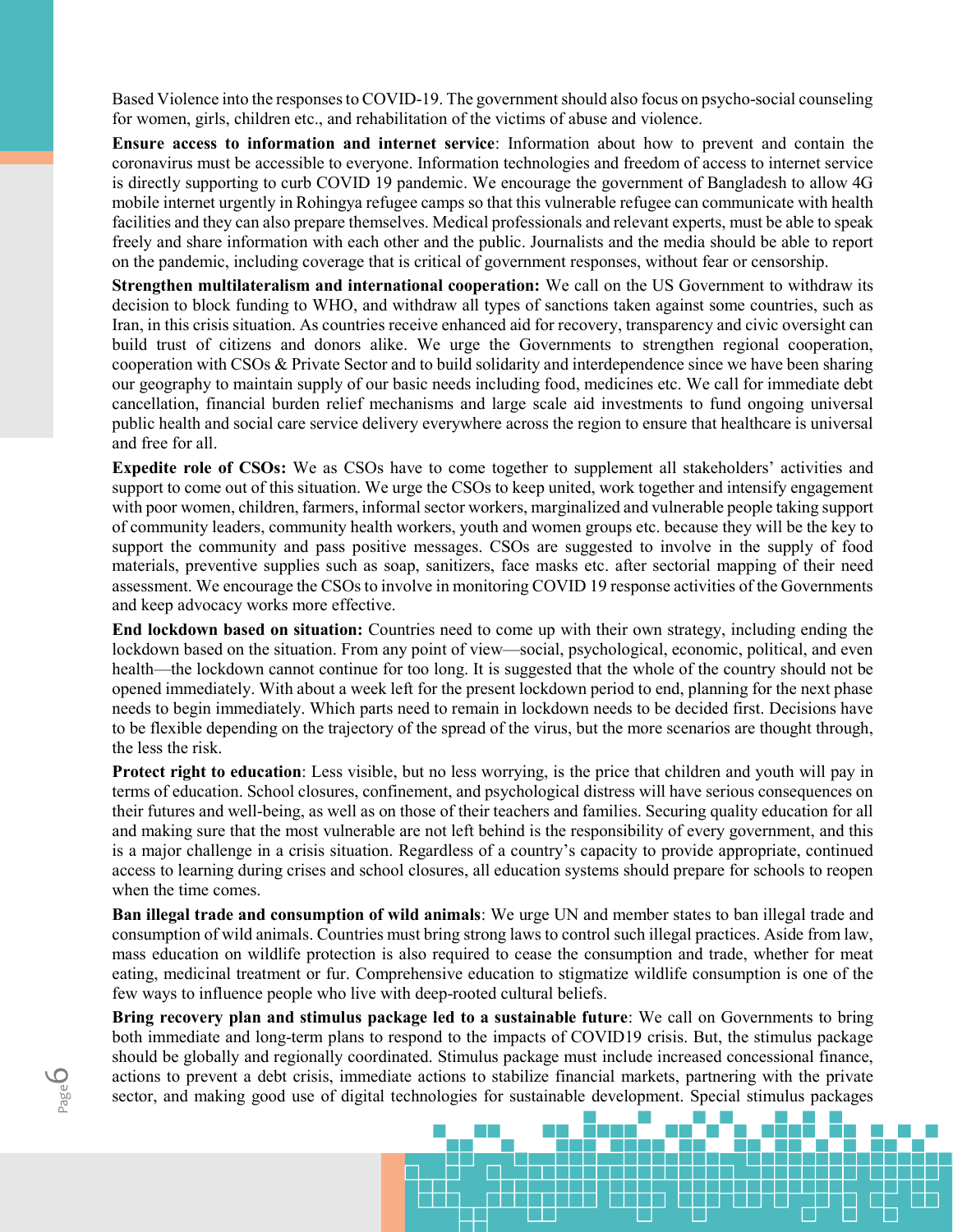Based Violence into the responses to COVID-19. The government should also focus on psycho-social counseling for women, girls, children etc., and rehabilitation of the victims of abuse and violence.

**Ensure access to information and internet service**: Information about how to prevent and contain the coronavirus must be accessible to everyone. Information technologies and freedom of access to internet service is directly supporting to curb COVID 19 pandemic. We encourage the government of Bangladesh to allow 4G mobile internet urgently in Rohingya refugee camps so that this vulnerable refugee can communicate with health facilities and they can also prepare themselves. Medical professionals and relevant experts, must be able to speak freely and share information with each other and the public. Journalists and the media should be able to report on the pandemic, including coverage that is critical of government responses, without fear or censorship.

**Strengthen multilateralism and international cooperation:** We call on the US Government to withdraw its decision to block funding to WHO, and withdraw all types of sanctions taken against some countries, such as Iran, in this crisis situation. As countries receive enhanced aid for recovery, transparency and civic oversight can build trust of citizens and donors alike. We urge the Governments to strengthen regional cooperation, cooperation with CSOs & Private Sector and to build solidarity and interdependence since we have been sharing our geography to maintain supply of our basic needs including food, medicines etc. We call for immediate debt cancellation, financial burden relief mechanisms and large scale aid investments to fund ongoing universal public health and social care service delivery everywhere across the region to ensure that healthcare is universal and free for all.

**Expedite role of CSOs:** We as CSOs have to come together to supplement all stakeholders' activities and support to come out of this situation. We urge the CSOs to keep united, work together and intensify engagement with poor women, children, farmers, informal sector workers, marginalized and vulnerable people taking support of community leaders, community health workers, youth and women groups etc. because they will be the key to support the community and pass positive messages. CSOs are suggested to involve in the supply of food materials, preventive supplies such as soap, sanitizers, face masks etc. after sectorial mapping of their need assessment. We encourage the CSOs to involve in monitoring COVID 19 response activities of the Governments and keep advocacy works more effective.

**End lockdown based on situation:** Countries need to come up with their own strategy, including ending the lockdown based on the situation. From any point of view—social, psychological, economic, political, and even health—the lockdown cannot continue for too long. It is suggested that the whole of the country should not be opened immediately. With about a week left for the present lockdown period to end, planning for the next phase needs to begin immediately. Which parts need to remain in lockdown needs to be decided first. Decisions have to be flexible depending on the trajectory of the spread of the virus, but the more scenarios are thought through, the less the risk.

**Protect right to education**: Less visible, but no less worrying, is the price that children and youth will pay in terms of education. School closures, confinement, and psychological distress will have serious consequences on their futures and well-being, as well as on those of their teachers and families. Securing quality education for all and making sure that the most vulnerable are not left behind is the responsibility of every government, and this is a major challenge in a crisis situation. Regardless of a country's capacity to provide appropriate, continued access to learning during crises and school closures, all education systems should prepare for schools to reopen when the time comes.

**Ban illegal trade and consumption of wild animals**: We urge UN and member states to ban illegal trade and consumption of wild animals. Countries must bring strong laws to control such illegal practices. Aside from law, mass education on wildlife protection is also required to cease the consumption and trade, whether for meat eating, medicinal treatment or fur. Comprehensive education to stigmatize wildlife consumption is one of the few ways to influence people who live with deep-rooted cultural beliefs.

**Bring recovery plan and stimulus package led to a sustainable future**: We call on Governments to bring both immediate and long-term plans to respond to the impacts of COVID19 crisis. But, the stimulus package should be globally and regionally coordinated. Stimulus package must include increased concessional finance, actions to prevent a debt crisis, immediate actions to stabilize financial markets, partnering with the private sector, and making good use of digital technologies for sustainable development. Special stimulus packages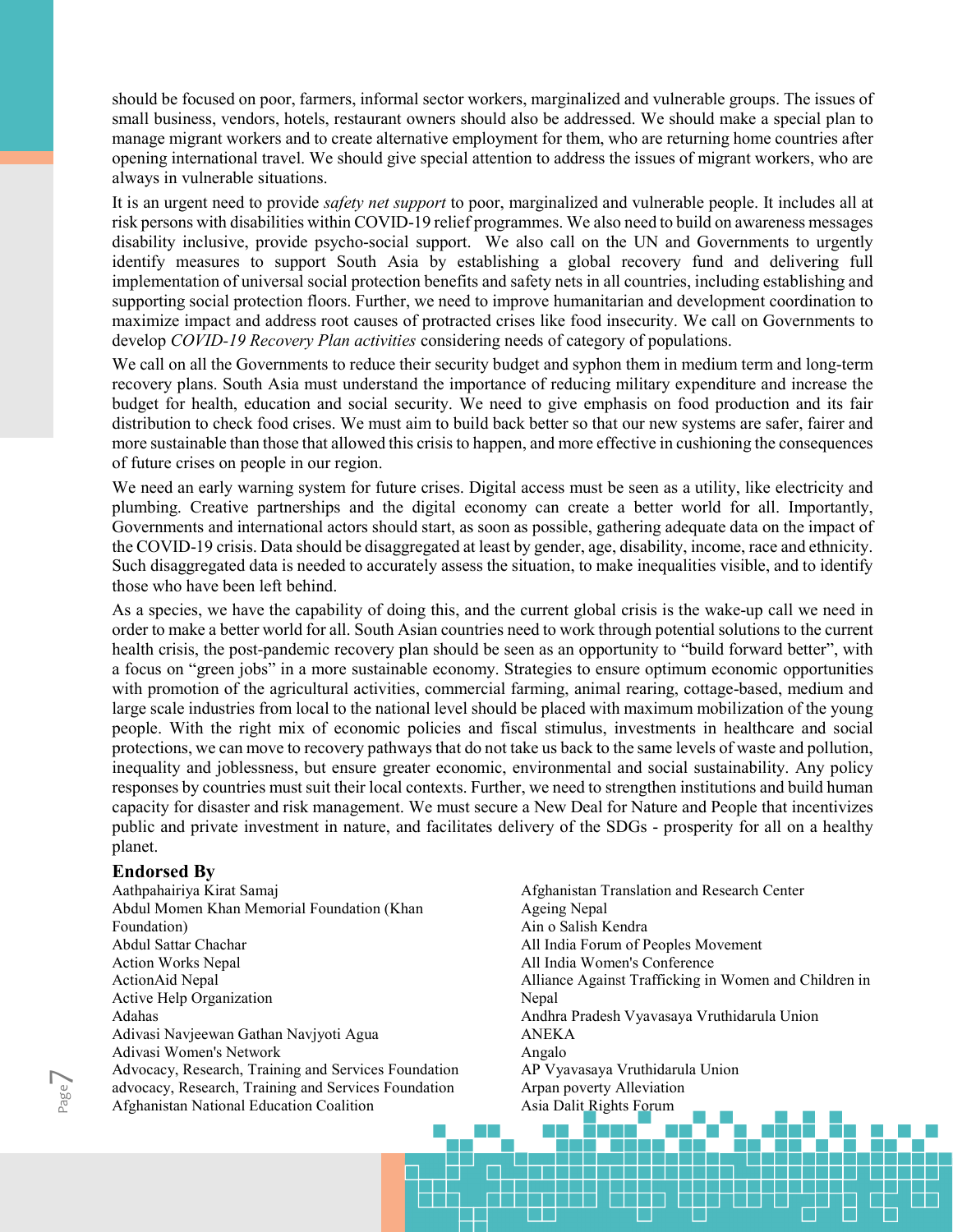should be focused on poor, farmers, informal sector workers, marginalized and vulnerable groups. The issues of small business, vendors, hotels, restaurant owners should also be addressed. We should make a special plan to manage migrant workers and to create alternative employment for them, who are returning home countries after opening international travel. We should give special attention to address the issues of migrant workers, who are always in vulnerable situations.

It is an urgent need to provide *safety net support* to poor, marginalized and vulnerable people. It includes all at risk persons with disabilities within COVID-19 relief programmes. We also need to build on awareness messages disability inclusive, provide psycho-social support. We also call on the UN and Governments to urgently identify measures to support South Asia by establishing a global recovery fund and delivering full implementation of universal social protection benefits and safety nets in all countries, including establishing and supporting social protection floors. Further, we need to improve humanitarian and development coordination to maximize impact and address root causes of protracted crises like food insecurity. We call on Governments to develop *COVID-19 Recovery Plan activities* considering needs of category of populations.

We call on all the Governments to reduce their security budget and syphon them in medium term and long-term recovery plans. South Asia must understand the importance of reducing military expenditure and increase the budget for health, education and social security. We need to give emphasis on food production and its fair distribution to check food crises. We must aim to build back better so that our new systems are safer, fairer and more sustainable than those that allowed this crisis to happen, and more effective in cushioning the consequences of future crises on people in our region.

We need an early warning system for future crises. Digital access must be seen as a utility, like electricity and plumbing. Creative partnerships and the digital economy can create a better world for all. Importantly, Governments and international actors should start, as soon as possible, gathering adequate data on the impact of the COVID-19 crisis. Data should be disaggregated at least by gender, age, disability, income, race and ethnicity. Such disaggregated data is needed to accurately assess the situation, to make inequalities visible, and to identify those who have been left behind.

As a species, we have the capability of doing this, and the current global crisis is the wake-up call we need in order to make a better world for all. South Asian countries need to work through potential solutions to the current health crisis, the post-pandemic recovery plan should be seen as an opportunity to "build forward better", with a focus on "green jobs" in a more sustainable economy. Strategies to ensure optimum economic opportunities with promotion of the agricultural activities, commercial farming, animal rearing, cottage-based, medium and large scale industries from local to the national level should be placed with maximum mobilization of the young people. With the right mix of economic policies and fiscal stimulus, investments in healthcare and social protections, we can move to recovery pathways that do not take us back to the same levels of waste and pollution, inequality and joblessness, but ensure greater economic, environmental and social sustainability. Any policy responses by countries must suit their local contexts. Further, we need to strengthen institutions and build human capacity for disaster and risk management. We must secure a New Deal for Nature and People that incentivizes public and private investment in nature, and facilitates delivery of the SDGs - prosperity for all on a healthy planet.

## Endorsed By

Aathpahairiya Kirat Samaj
Abdul Momen Khan Memorial Foundation (Khan Foundation)
Abdul Sattar Chachar
Action Works Nepal
ActionAid Nepal
Active Help Organization
Adahas
Adivasi Navjeewan Gathan Navjyoti Agua
Adivasi Women's Network
Advocacy, Research, Training and Services Foundation
advocacy, Research, Training and Services Foundation
Afghanistan National Education Coalition
Afghanistan Translation and Research Center
Ageing Nepal
Ain o Salish Kendra
All India Forum of Peoples Movement
All India Women's Conference
Alliance Against Trafficking in Women and Children in Nepal
Andhra Pradesh Vyavasaya Vruthidarula Union
ANEKA
Angalo
AP Vyavasaya Vruthidarula Union
Arpan poverty Alleviation
Asia Dalit Rights Forum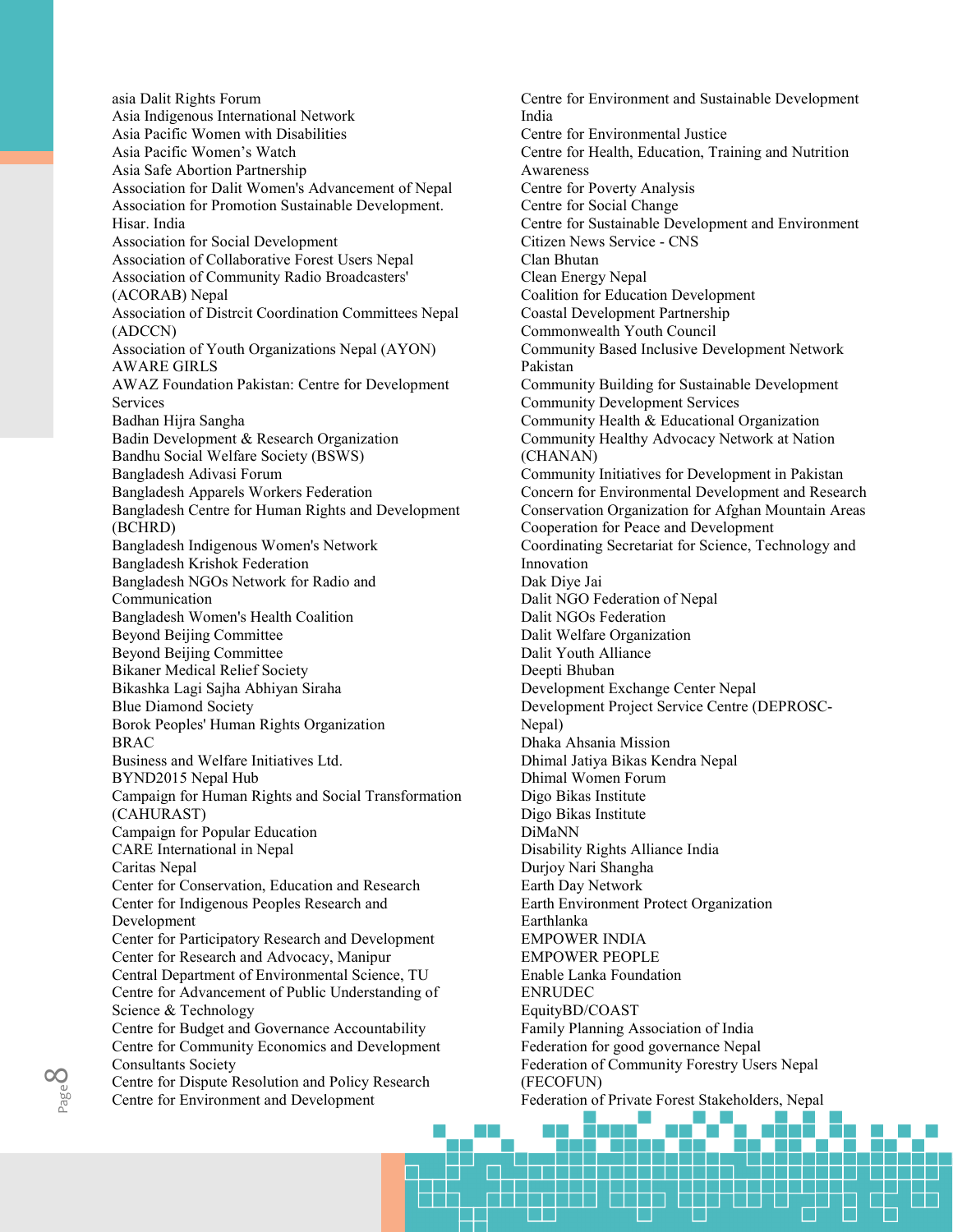asia Dalit Rights Forum
Asia Indigenous International Network
Asia Pacific Women with Disabilities
Asia Pacific Women's Watch
Asia Safe Abortion Partnership
Association for Dalit Women's Advancement of Nepal
Association for Promotion Sustainable Development. Hisar. India
Association for Social Development
Association of Collaborative Forest Users Nepal
Association of Community Radio Broadcasters' (ACORAB) Nepal
Association of Distrcit Coordination Committees Nepal (ADCCN)
Association of Youth Organizations Nepal (AYON)
AWARE GIRLS
AWAZ Foundation Pakistan: Centre for Development Services
Badhan Hijra Sangha
Badin Development & Research Organization
Bandhu Social Welfare Society (BSWS)
Bangladesh Adivasi Forum
Bangladesh Apparels Workers Federation
Bangladesh Centre for Human Rights and Development (BCHRD)
Bangladesh Indigenous Women's Network
Bangladesh Krishok Federation
Bangladesh NGOs Network for Radio and Communication
Bangladesh Women's Health Coalition
Beyond Beijing Committee
Beyond Beijing Committee
Bikaner Medical Relief Society
Bikashka Lagi Sajha Abhiyan Siraha
Blue Diamond Society
Borok Peoples' Human Rights Organization
BRAC
Business and Welfare Initiatives Ltd.
BYND2015 Nepal Hub
Campaign for Human Rights and Social Transformation (CAHURAST)
Campaign for Popular Education
CARE International in Nepal
Caritas Nepal
Center for Conservation, Education and Research
Center for Indigenous Peoples Research and Development
Center for Participatory Research and Development
Center for Research and Advocacy, Manipur
Central Department of Environmental Science, TU
Centre for Advancement of Public Understanding of Science & Technology
Centre for Budget and Governance Accountability
Centre for Community Economics and Development Consultants Society
Centre for Dispute Resolution and Policy Research
Centre for Environment and Development
Centre for Environment and Sustainable Development India
Centre for Environmental Justice
Centre for Health, Education, Training and Nutrition Awareness
Centre for Poverty Analysis
Centre for Social Change
Centre for Sustainable Development and Environment
Citizen News Service - CNS
Clan Bhutan
Clean Energy Nepal
Coalition for Education Development
Coastal Development Partnership
Commonwealth Youth Council
Community Based Inclusive Development Network Pakistan
Community Building for Sustainable Development
Community Development Services
Community Health & Educational Organization
Community Healthy Advocacy Network at Nation (CHANAN)
Community Initiatives for Development in Pakistan
Concern for Environmental Development and Research
Conservation Organization for Afghan Mountain Areas
Cooperation for Peace and Development
Coordinating Secretariat for Science, Technology and Innovation
Dak Diye Jai
Dalit NGO Federation of Nepal
Dalit NGOs Federation
Dalit Welfare Organization
Dalit Youth Alliance
Deepti Bhuban
Development Exchange Center Nepal
Development Project Service Centre (DEPROSC-Nepal)
Dhaka Ahsania Mission
Dhimal Jatiya Bikas Kendra Nepal
Dhimal Women Forum
Digo Bikas Institute
Digo Bikas Institute
DiMaNN
Disability Rights Alliance India
Durjoy Nari Shangha
Earth Day Network
Earth Environment Protect Organization
Earthlanka
EMPOWER INDIA
EMPOWER PEOPLE
Enable Lanka Foundation
ENRUDEC
EquityBD/COAST
Family Planning Association of India
Federation for good governance Nepal
Federation of Community Forestry Users Nepal (FECOFUN)
Federation of Private Forest Stakeholders, Nepal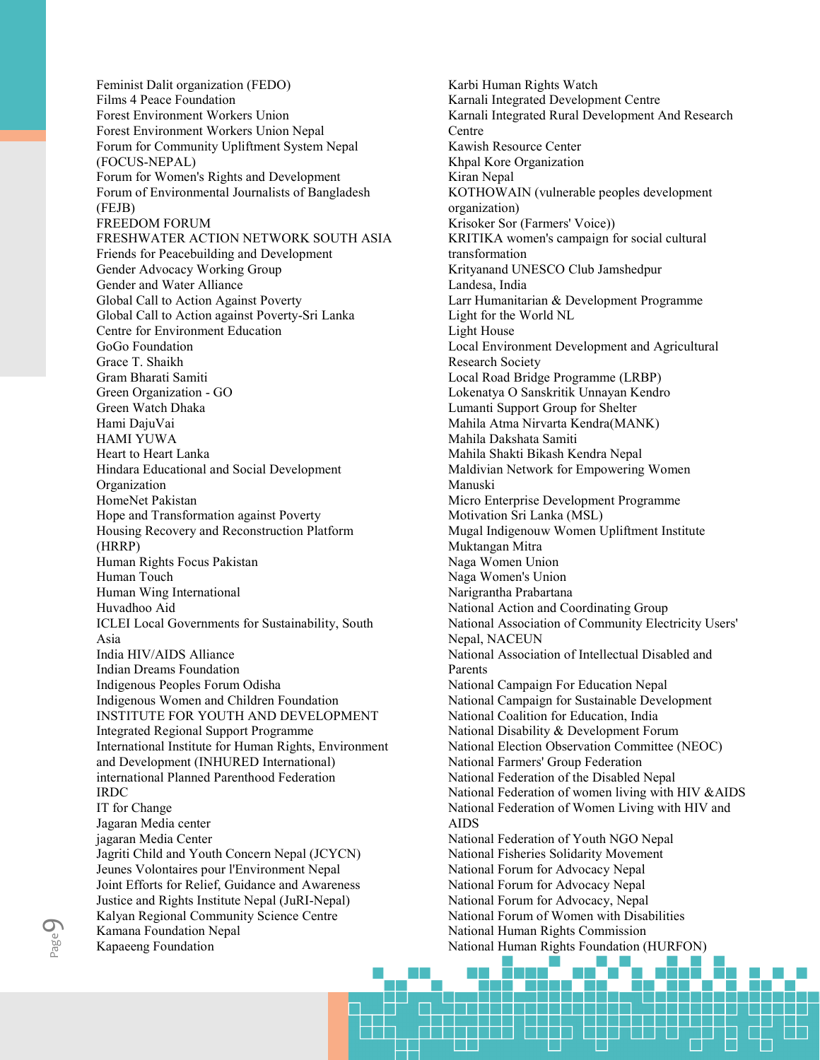Feminist Dalit organization (FEDO)
Films 4 Peace Foundation
Forest Environment Workers Union
Forest Environment Workers Union Nepal
Forum for Community Upliftment System Nepal (FOCUS-NEPAL)
Forum for Women's Rights and Development
Forum of Environmental Journalists of Bangladesh (FEJB)
FREEDOM FORUM
FRESHWATER ACTION NETWORK SOUTH ASIA
Friends for Peacebuilding and Development
Gender Advocacy Working Group
Gender and Water Alliance
Global Call to Action Against Poverty
Global Call to Action against Poverty-Sri Lanka
Centre for Environment Education
GoGo Foundation
Grace T. Shaikh
Gram Bharati Samiti
Green Organization - GO
Green Watch Dhaka
Hami DajuVai
HAMI YUWA
Heart to Heart Lanka
Hindara Educational and Social Development Organization
HomeNet Pakistan
Hope and Transformation against Poverty
Housing Recovery and Reconstruction Platform (HRRP)
Human Rights Focus Pakistan
Human Touch
Human Wing International
Huvadhoo Aid
ICLEI Local Governments for Sustainability, South Asia
India HIV/AIDS Alliance
Indian Dreams Foundation
Indigenous Peoples Forum Odisha
Indigenous Women and Children Foundation
INSTITUTE FOR YOUTH AND DEVELOPMENT
Integrated Regional Support Programme
International Institute for Human Rights, Environment and Development (INHURED International)
international Planned Parenthood Federation
IRDC
IT for Change
Jagaran Media center
jagaran Media Center
Jagriti Child and Youth Concern Nepal (JCYCN)
Jeunes Volontaires pour l'Environment Nepal
Joint Efforts for Relief, Guidance and Awareness
Justice and Rights Institute Nepal (JuRI-Nepal)
Kalyan Regional Community Science Centre
Kamana Foundation Nepal
Kapaeeng Foundation
Karbi Human Rights Watch
Karnali Integrated Development Centre
Karnali Integrated Rural Development And Research Centre
Kawish Resource Center
Khpal Kore Organization
Kiran Nepal
KOTHOWAIN (vulnerable peoples development organization)
Krisoker Sor (Farmers' Voice))
KRITIKA women's campaign for social cultural transformation
Krityanand UNESCO Club Jamshedpur
Landesa, India
Larr Humanitarian & Development Programme
Light for the World NL
Light House
Local Environment Development and Agricultural Research Society
Local Road Bridge Programme (LRBP)
Lokenatya O Sanskritik Unnayan Kendro
Lumanti Support Group for Shelter
Mahila Atma Nirvarta Kendra(MANK)
Mahila Dakshata Samiti
Mahila Shakti Bikash Kendra Nepal
Maldivian Network for Empowering Women
Manuski
Micro Enterprise Development Programme
Motivation Sri Lanka (MSL)
Mugal Indigenouw Women Upliftment Institute
Muktangan Mitra
Naga Women Union
Naga Women's Union
Narigrantha Prabartana
National Action and Coordinating Group
National Association of Community Electricity Users' Nepal, NACEUN
National Association of Intellectual Disabled and Parents
National Campaign For Education Nepal
National Campaign for Sustainable Development
National Coalition for Education, India
National Disability & Development Forum
National Election Observation Committee (NEOC)
National Farmers' Group Federation
National Federation of the Disabled Nepal
National Federation of women living with HIV &AIDS
National Federation of Women Living with HIV and AIDS
National Federation of Youth NGO Nepal
National Fisheries Solidarity Movement
National Forum for Advocacy Nepal
National Forum for Advocacy Nepal
National Forum for Advocacy, Nepal
National Forum of Women with Disabilities
National Human Rights Commission
National Human Rights Foundation (HURFON)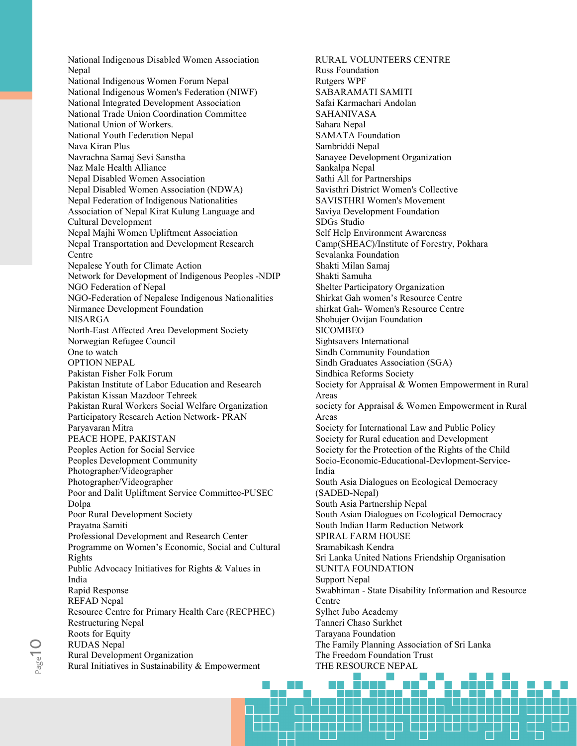National Indigenous Disabled Women Association Nepal
National Indigenous Women Forum Nepal
National Indigenous Women's Federation (NIWF)
National Integrated Development Association
National Trade Union Coordination Committee
National Union of Workers.
National Youth Federation Nepal
Nava Kiran Plus
Navrachna Samaj Sevi Sanstha
Naz Male Health Alliance
Nepal Disabled Women Association
Nepal Disabled Women Association (NDWA)
Nepal Federation of Indigenous Nationalities
Association of Nepal Kirat Kulung Language and Cultural Development
Nepal Majhi Women Upliftment Association
Nepal Transportation and Development Research Centre
Nepalese Youth for Climate Action
Network for Development of Indigenous Peoples -NDIP
NGO Federation of Nepal
NGO-Federation of Nepalese Indigenous Nationalities
Nirmanee Development Foundation
NISARGA
North-East Affected Area Development Society
Norwegian Refugee Council
One to watch
OPTION NEPAL
Pakistan Fisher Folk Forum
Pakistan Institute of Labor Education and Research
Pakistan Kissan Mazdoor Tehreek
Pakistan Rural Workers Social Welfare Organization
Participatory Research Action Network- PRAN
Paryavaran Mitra
PEACE HOPE, PAKISTAN
Peoples Action for Social Service
Peoples Development Community
Photographer/Videographer
Photographer/Videographer
Poor and Dalit Upliftment Service Committee-PUSEC Dolpa
Poor Rural Development Society
Prayatna Samiti
Professional Development and Research Center
Programme on Women's Economic, Social and Cultural Rights
Public Advocacy Initiatives for Rights & Values in India
Rapid Response
REFAD Nepal
Resource Centre for Primary Health Care (RECPHEC)
Restructuring Nepal
Roots for Equity
RUDAS Nepal
Rural Development Organization
Rural Initiatives in Sustainability & Empowerment
RURAL VOLUNTEERS CENTRE
Russ Foundation
Rutgers WPF
SABARAMATI SAMITI
Safai Karmachari Andolan
SAHANIVASA
Sahara Nepal
SAMATA Foundation
Sambriddi Nepal
Sanayee Development Organization
Sankalpa Nepal
Sathi All for Partnerships
Savisthri District Women's Collective
SAVISTHRI Women's Movement
Saviya Development Foundation
SDGs Studio
Self Help Environment Awareness Camp(SHEAC)/Institute of Forestry, Pokhara
Sevalanka Foundation
Shakti Milan Samaj
Shakti Samuha
Shelter Participatory Organization
Shirkat Gah women's Resource Centre
shirkat Gah- Women's Resource Centre
Shobujer Ovijan Foundation
SICOMBEO
Sightsavers International
Sindh Community Foundation
Sindh Graduates Association (SGA)
Sindhica Reforms Society
Society for Appraisal & Women Empowerment in Rural Areas
society for Appraisal & Women Empowerment in Rural Areas
Society for International Law and Public Policy
Society for Rural education and Development
Society for the Protection of the Rights of the Child
Socio-Economic-Educational-Devlopment-Service-India
South Asia Dialogues on Ecological Democracy (SADED-Nepal)
South Asia Partnership Nepal
South Asian Dialogues on Ecological Democracy
South Indian Harm Reduction Network
SPIRAL FARM HOUSE
Sramabikash Kendra
Sri Lanka United Nations Friendship Organisation
SUNITA FOUNDATION
Support Nepal
Swabhiman - State Disability Information and Resource Centre
Sylhet Jubo Academy
Tanneri Chaso Surkhet
Tarayana Foundation
The Family Planning Association of Sri Lanka
The Freedom Foundation Trust
THE RESOURCE NEPAL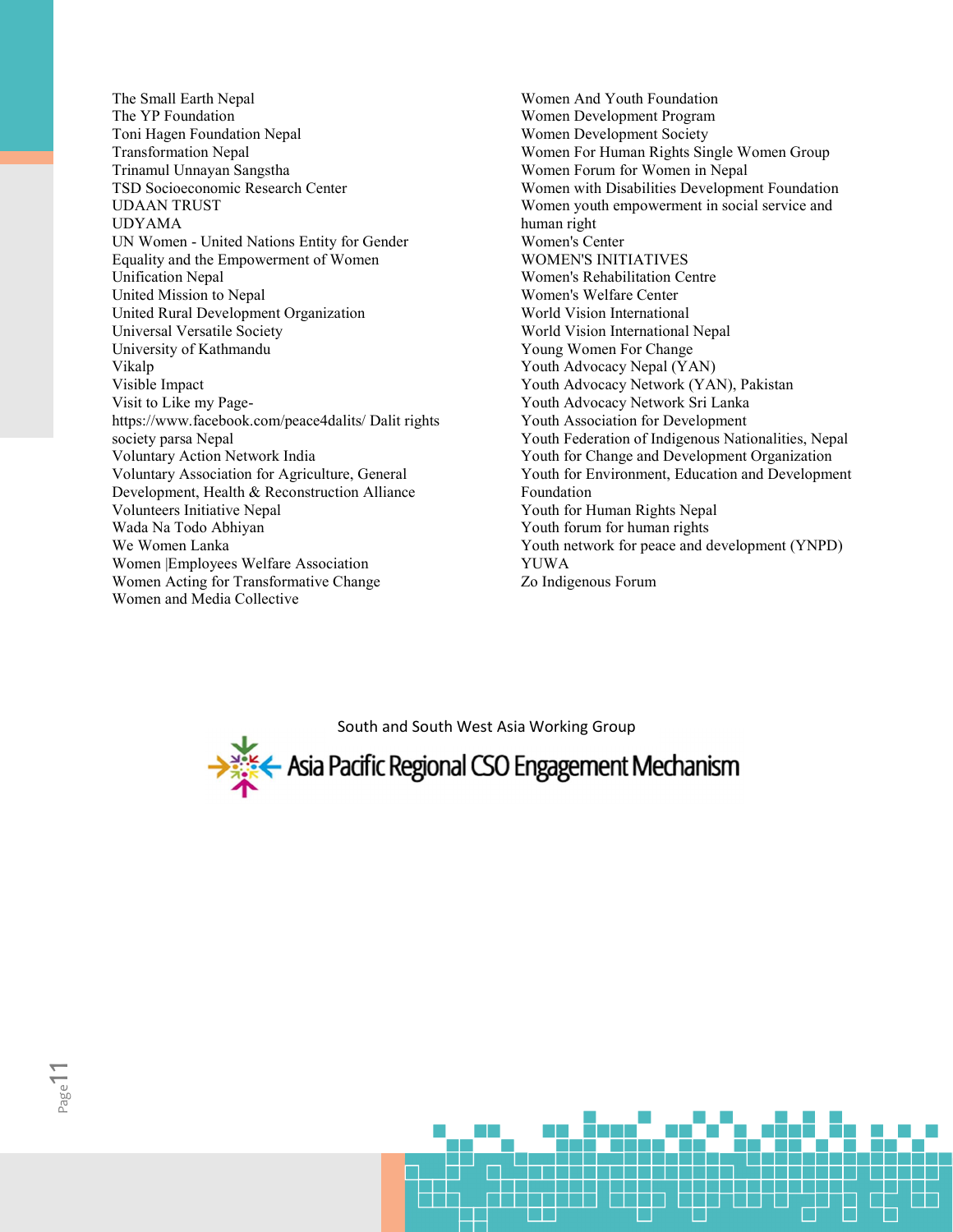The Small Earth Nepal
The YP Foundation
Toni Hagen Foundation Nepal
Transformation Nepal
Trinamul Unnayan Sangstha
TSD Socioeconomic Research Center
UDAAN TRUST
UDYAMA
UN Women - United Nations Entity for Gender Equality and the Empowerment of Women
Unification Nepal
United Mission to Nepal
United Rural Development Organization
Universal Versatile Society
University of Kathmandu
Vikalp
Visible Impact
Visit to Like my Page- https://www.facebook.com/peace4dalits/ Dalit rights society parsa Nepal
Voluntary Action Network India
Voluntary Association for Agriculture, General Development, Health & Reconstruction Alliance
Volunteers Initiative Nepal
Wada Na Todo Abhiyan
We Women Lanka
Women |Employees Welfare Association
Women Acting for Transformative Change
Women and Media Collective
Women And Youth Foundation
Women Development Program
Women Development Society
Women For Human Rights Single Women Group
Women Forum for Women in Nepal
Women with Disabilities Development Foundation
Women youth empowerment in social service and human right
Women's Center
WOMEN'S INITIATIVES
Women's Rehabilitation Centre
Women's Welfare Center
World Vision International
World Vision International Nepal
Young Women For Change
Youth Advocacy Nepal (YAN)
Youth Advocacy Network (YAN), Pakistan
Youth Advocacy Network Sri Lanka
Youth Association for Development
Youth Federation of Indigenous Nationalities, Nepal
Youth for Change and Development Organization
Youth for Environment, Education and Development Foundation
Youth for Human Rights Nepal
Youth forum for human rights
Youth network for peace and development (YNPD)
YUWA
Zo Indigenous Forum

South and South West Asia Working Group

Asia Pacific Regional CSO Engagement Mechanism